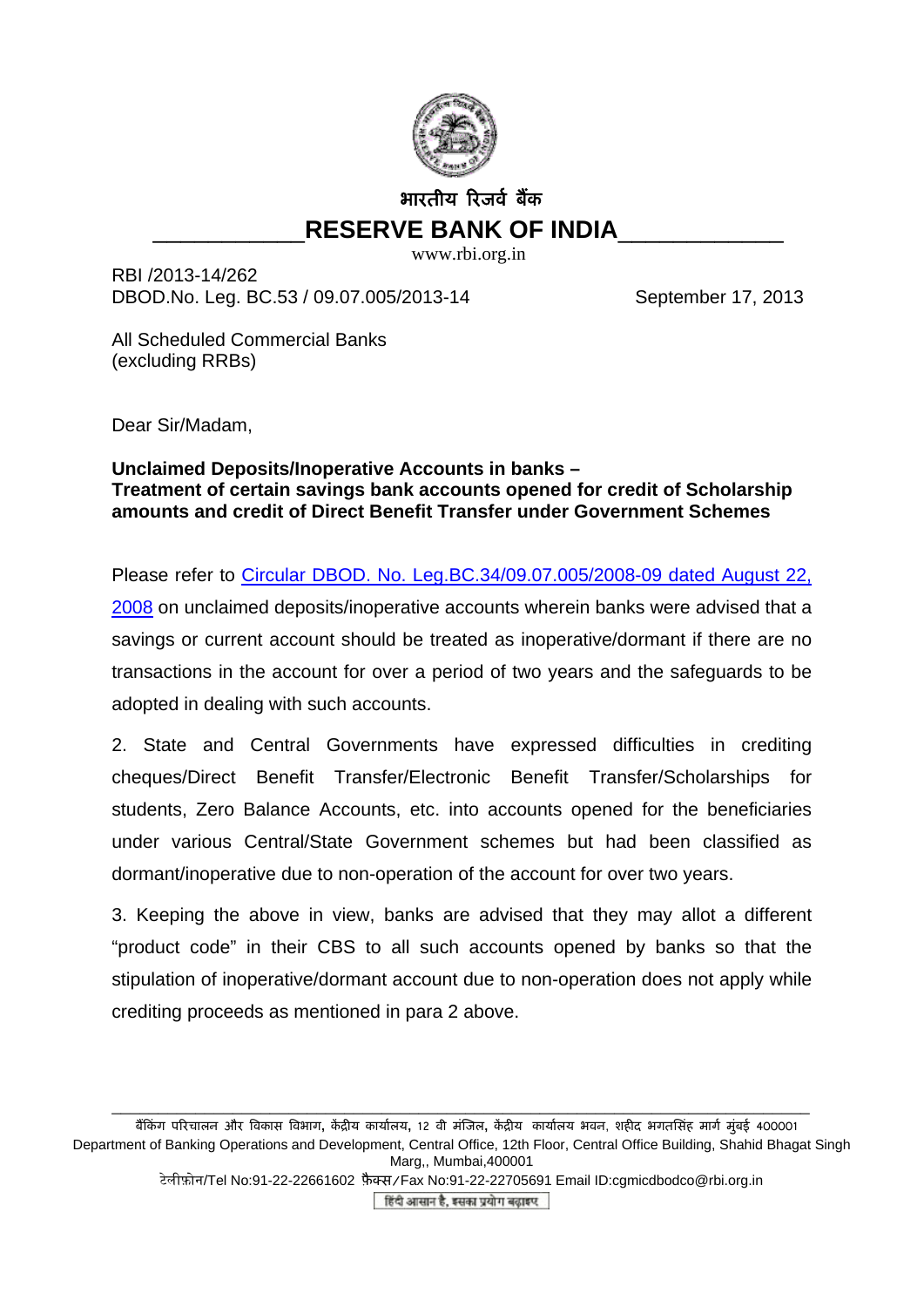भारतीय रिजर्व बैंक

# RESERVE BANK OF INDIA

www.rbi.org.in

RBI /2013-14/262
DBOD.No. Leg. BC.53 / 09.07.005/2013-14 September 17, 2013

All Scheduled Commercial Banks
(excluding RRBs)

Dear Sir/Madam,

**Unclaimed Deposits/Inoperative Accounts in banks –**
**Treatment of certain savings bank accounts opened for credit of Scholarship amounts and credit of Direct Benefit Transfer under Government Schemes**

Please refer to Circular DBOD. No. Leg.BC.34/09.07.005/2008-09 dated August 22, 2008 on unclaimed deposits/inoperative accounts wherein banks were advised that a savings or current account should be treated as inoperative/dormant if there are no transactions in the account for over a period of two years and the safeguards to be adopted in dealing with such accounts.

2. State and Central Governments have expressed difficulties in crediting cheques/Direct Benefit Transfer/Electronic Benefit Transfer/Scholarships for students, Zero Balance Accounts, etc. into accounts opened for the beneficiaries under various Central/State Government schemes but had been classified as dormant/inoperative due to non-operation of the account for over two years.

3. Keeping the above in view, banks are advised that they may allot a different "product code" in their CBS to all such accounts opened by banks so that the stipulation of inoperative/dormant account due to non-operation does not apply while crediting proceeds as mentioned in para 2 above.

---

बैंकिंग परिचालन और विकास विभाग, केंद्रीय कार्यालय, 12 वी मंजिल, केंद्रीय कार्यालय भवन, शहीद भगतसिंह मार्ग मुंबई 400001
Department of Banking Operations and Development, Central Office, 12th Floor, Central Office Building, Shahid Bhagat Singh Marg,, Mumbai,400001
टेलीफ़ोन/Tel No:91-22-22661602 फैक्स/Fax No:91-22-22705691 Email ID:cgmicdbodco@rbi.org.in
हिंदी आसान है, इसका प्रयोग बढ़ाइए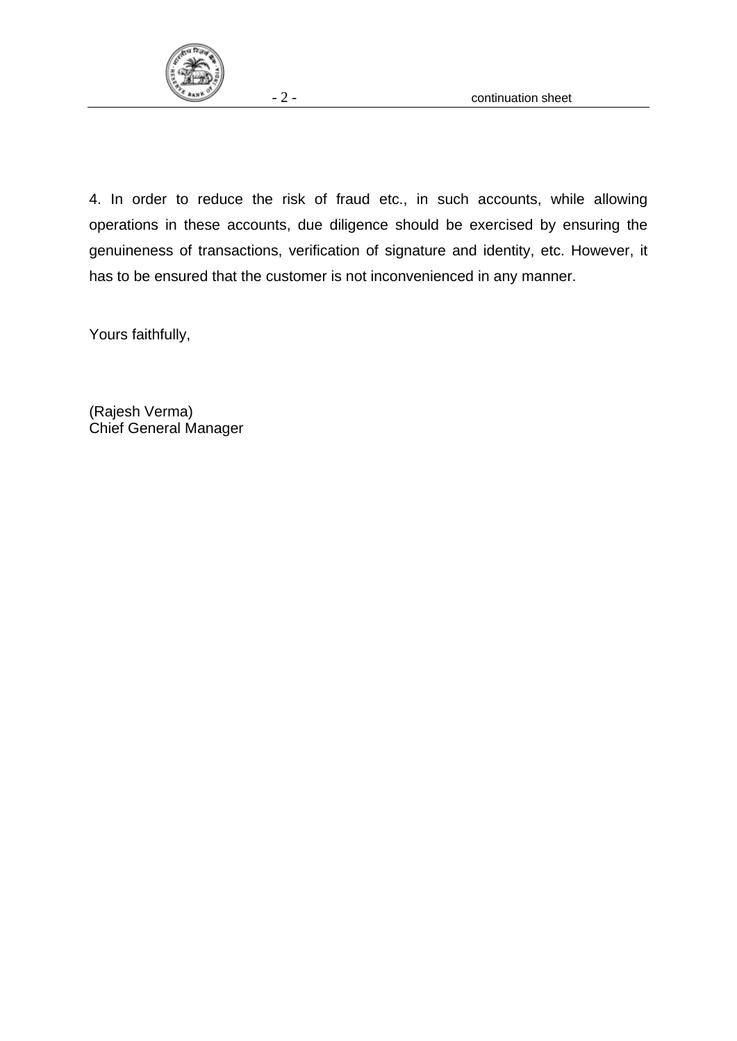4. In order to reduce the risk of fraud etc., in such accounts, while allowing operations in these accounts, due diligence should be exercised by ensuring the genuineness of transactions, verification of signature and identity, etc. However, it has to be ensured that the customer is not inconvenienced in any manner.

Yours faithfully,

(Rajesh Verma)
Chief General Manager